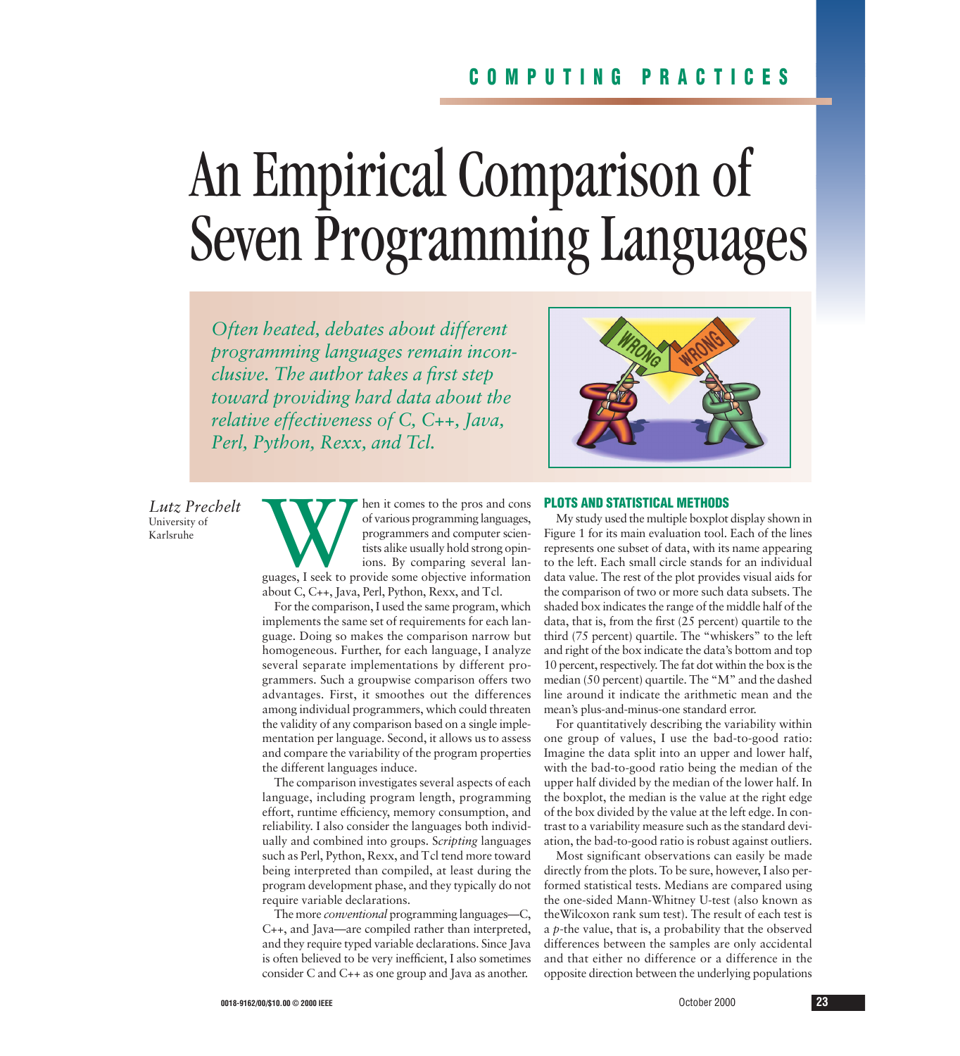COMPUTING PRACTICES

# An Empirical Comparison of Seven Programming Languages

*Often heated, debates about different programming languages remain inconclusive. The author takes a first step toward providing hard data about the relative effectiveness of C, C++, Java, Perl, Python, Rexx, and Tcl.*

*Lutz Prechelt*
University of Karlsruhe

When it comes to the pros and cons of various programming languages, programmers and computer scientists alike usually hold strong opinions. By comparing several languages, I seek to provide some objective information about C, C++, Java, Perl, Python, Rexx, and Tcl.

For the comparison, I used the same program, which implements the same set of requirements for each language. Doing so makes the comparison narrow but homogeneous. Further, for each language, I analyze several separate implementations by different programmers. Such a groupwise comparison offers two advantages. First, it smoothes out the differences among individual programmers, which could threaten the validity of any comparison based on a single implementation per language. Second, it allows us to assess and compare the variability of the program properties the different languages induce.

The comparison investigates several aspects of each language, including program length, programming effort, runtime efficiency, memory consumption, and reliability. I also consider the languages both individually and combined into groups. S*cripting* languages such as Perl, Python, Rexx, and Tcl tend more toward being interpreted than compiled, at least during the program development phase, and they typically do not require variable declarations.

The more *conventional* programming languages—C, C++, and Java—are compiled rather than interpreted, and they require typed variable declarations. Since Java is often believed to be very inefficient, I also sometimes consider C and C++ as one group and Java as another.

## PLOTS AND STATISTICAL METHODS

My study used the multiple boxplot display shown in Figure 1 for its main evaluation tool. Each of the lines represents one subset of data, with its name appearing to the left. Each small circle stands for an individual data value. The rest of the plot provides visual aids for the comparison of two or more such data subsets. The shaded box indicates the range of the middle half of the data, that is, from the first (25 percent) quartile to the third (75 percent) quartile. The "whiskers" to the left and right of the box indicate the data's bottom and top 10 percent, respectively. The fat dot within the box is the median (50 percent) quartile. The "M" and the dashed line around it indicate the arithmetic mean and the mean's plus-and-minus-one standard error.

For quantitatively describing the variability within one group of values, I use the bad-to-good ratio: Imagine the data split into an upper and lower half, with the bad-to-good ratio being the median of the upper half divided by the median of the lower half. In the boxplot, the median is the value at the right edge of the box divided by the value at the left edge. In contrast to a variability measure such as the standard deviation, the bad-to-good ratio is robust against outliers.

Most significant observations can easily be made directly from the plots. To be sure, however, I also performed statistical tests. Medians are compared using the one-sided Mann-Whitney U-test (also known as theWilcoxon rank sum test). The result of each test is a $p$-the value, that is, a probability that the observed differences between the samples are only accidental and that either no difference or a difference in the opposite direction between the underlying populations

0018-9162/00/$10.00 © 2000 IEEE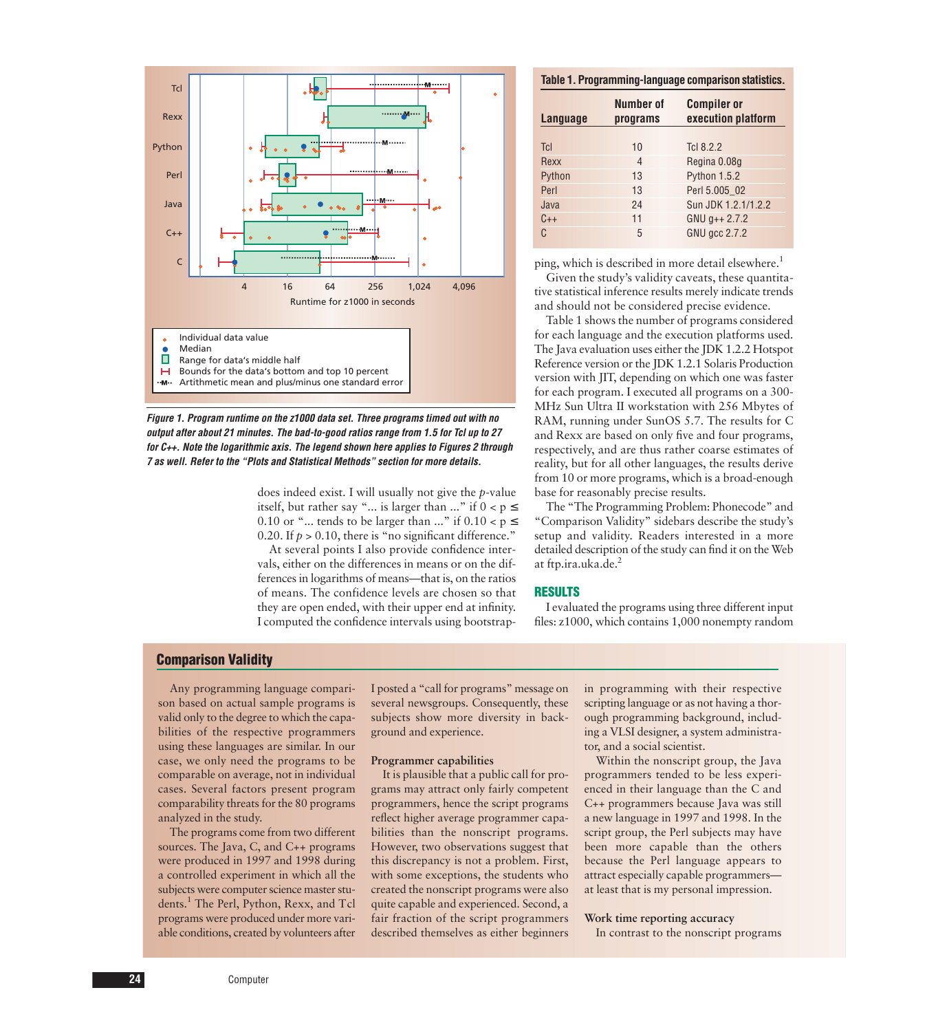Figure 1. Program runtime on the z1000 data set. Three programs timed out with no output after about 21 minutes. The bad-to-good ratios range from 1.5 for Tcl up to 27 for C++. Note the logarithmic axis. The legend shown here applies to Figures 2 through 7 as well. Refer to the "Plots and Statistical Methods" section for more details.

does indeed exist. I will usually not give the *p*-value itself, but rather say "... is larger than ..." if $0 < p \leq 0.10$ or "... tends to be larger than ..." if $0.10 < p \leq 0.20$. If $p > 0.10$, there is "no significant difference."

At several points I also provide confidence intervals, either on the differences in means or on the differences in logarithms of means—that is, on the ratios of means. The confidence levels are chosen so that they are open ended, with their upper end at infinity. I computed the confidence intervals using bootstrapping, which is described in more detail elsewhere.[1]

**Table 1. Programming-language comparison statistics.**

| Language | Number of programs | Compiler or execution platform |
|---|---|---|
| Tcl | 10 | Tcl 8.2.2 |
| Rexx | 4 | Regina 0.08g |
| Python | 13 | Python 1.5.2 |
| Perl | 13 | Perl 5.005_02 |
| Java | 24 | Sun JDK 1.2.1/1.2.2 |
| C++ | 11 | GNU g++ 2.7.2 |
| C | 5 | GNU gcc 2.7.2 |

Given the study's validity caveats, these quantitative statistical inference results merely indicate trends and should not be considered precise evidence.

Table 1 shows the number of programs considered for each language and the execution platforms used. The Java evaluation uses either the JDK 1.2.2 Hotspot Reference version or the JDK 1.2.1 Solaris Production version with JIT, depending on which one was faster for each program. I executed all programs on a 300-MHz Sun Ultra II workstation with 256 Mbytes of RAM, running under SunOS 5.7. The results for C and Rexx are based on only five and four programs, respectively, and are thus rather coarse estimates of reality, but for all other languages, the results derive from 10 or more programs, which is a broad-enough base for reasonably precise results.

The "The Programming Problem: Phonecode" and "Comparison Validity" sidebars describe the study's setup and validity. Readers interested in a more detailed description of the study can find it on the Web at ftp.ira.uka.de.[2]

## RESULTS

I evaluated the programs using three different input files: z1000, which contains 1,000 nonempty random

## Comparison Validity

Any programming language comparison based on actual sample programs is valid only to the degree to which the capabilities of the respective programmers using these languages are similar. In our case, we only need the programs to be comparable on average, not in individual cases. Several factors present program comparability threats for the 80 programs analyzed in the study.

The programs come from two different sources. The Java, C, and C++ programs were produced in 1997 and 1998 during a controlled experiment in which all the subjects were computer science master students.[1] The Perl, Python, Rexx, and Tcl programs were produced under more variable conditions, created by volunteers after I posted a "call for programs" message on several newsgroups. Consequently, these subjects show more diversity in background and experience.

### Programmer capabilities

It is plausible that a public call for programs may attract only fairly competent programmers, hence the script programs reflect higher average programmer capabilities than the nonscript programs. However, two observations suggest that this discrepancy is not a problem. First, with some exceptions, the students who created the nonscript programs were also quite capable and experienced. Second, a fair fraction of the script programmers described themselves as either beginners in programming with their respective scripting language or as not having a thorough programming background, including a VLSI designer, a system administrator, and a social scientist.

Within the nonscript group, the Java programmers tended to be less experienced in their language than the C and C++ programmers because Java was still a new language in 1997 and 1998. In the script group, the Perl subjects may have been more capable than the others because the Perl language appears to attract especially capable programmers—at least that is my personal impression.

### Work time reporting accuracy

In contrast to the nonscript programs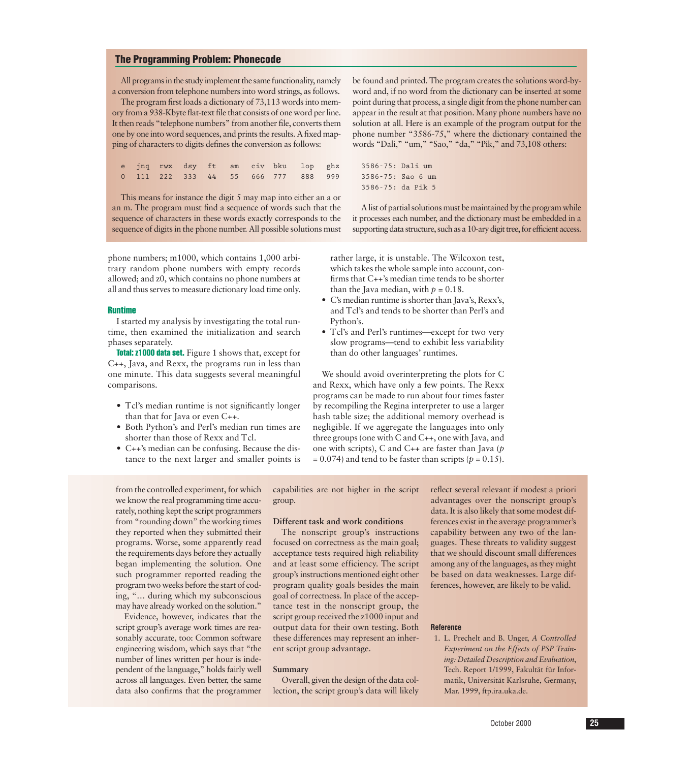## The Programming Problem: Phonecode

All programs in the study implement the same functionality, namely a conversion from telephone numbers into word strings, as follows.

The program first loads a dictionary of 73,113 words into memory from a 938-Kbyte flat-text file that consists of one word per line. It then reads "telephone numbers" from another file, converts them one by one into word sequences, and prints the results. A fixed mapping of characters to digits defines the conversion as follows:

```
e  jnq  rwx  dsy  ft   am   civ  bku  lop  ghz
0  111  222  333  44   55   666  777  888  999
```

This means for instance the digit 5 may map into either an a or an m. The program must find a sequence of words such that the sequence of characters in these words exactly corresponds to the sequence of digits in the phone number. All possible solutions must be found and printed. The program creates the solutions word-by-word and, if no word from the dictionary can be inserted at some point during that process, a single digit from the phone number can appear in the result at that position. Many phone numbers have no solution at all. Here is an example of the program output for the phone number "3586-75," where the dictionary contained the words "Dali," "um," "Sao," "da," "Pik," and 73,108 others:

```
3586-75: Dali um
3586-75: Sao 6 um
3586-75: da Pik 5
```

A list of partial solutions must be maintained by the program while it processes each number, and the dictionary must be embedded in a supporting data structure, such as a 10-ary digit tree, for efficient access.

phone numbers; m1000, which contains 1,000 arbitrary random phone numbers with empty records allowed; and z0, which contains no phone numbers at all and thus serves to measure dictionary load time only.

### Runtime

I started my analysis by investigating the total runtime, then examined the initialization and search phases separately.

**Total: z1000 data set.** Figure 1 shows that, except for C++, Java, and Rexx, the programs run in less than one minute. This data suggests several meaningful comparisons.

- Tcl's median runtime is not significantly longer than that for Java or even C++.
- Both Python's and Perl's median run times are shorter than those of Rexx and Tcl.
- C++'s median can be confusing. Because the distance to the next larger and smaller points is rather large, it is unstable. The Wilcoxon test, which takes the whole sample into account, confirms that C++'s median time tends to be shorter than the Java median, with $p = 0.18$.
- C's median runtime is shorter than Java's, Rexx's, and Tcl's and tends to be shorter than Perl's and Python's.
- Tcl's and Perl's runtimes—except for two very slow programs—tend to exhibit less variability than do other languages' runtimes.

We should avoid overinterpreting the plots for C and Rexx, which have only a few points. The Rexx programs can be made to run about four times faster by recompiling the Regina interpreter to use a larger hash table size; the additional memory overhead is negligible. If we aggregate the languages into only three groups (one with C and C++, one with Java, and one with scripts), C and C++ are faster than Java ($p = 0.074$) and tend to be faster than scripts ($p = 0.15$).

from the controlled experiment, for which we know the real programming time accurately, nothing kept the script programmers from "rounding down" the working times they reported when they submitted their programs. Worse, some apparently read the requirements days before they actually began implementing the solution. One such programmer reported reading the program two weeks before the start of coding, "… during which my subconscious may have already worked on the solution."

Evidence, however, indicates that the script group's average work times are reasonably accurate, too: Common software engineering wisdom, which says that "the number of lines written per hour is independent of the language," holds fairly well across all languages. Even better, the same data also confirms that the programmer capabilities are not higher in the script group.

**Different task and work conditions**

The nonscript group's instructions focused on correctness as the main goal; acceptance tests required high reliability and at least some efficiency. The script group's instructions mentioned eight other program quality goals besides the main goal of correctness. In place of the acceptance test in the nonscript group, the script group received the z1000 input and output data for their own testing. Both these differences may represent an inherent script group advantage.

**Summary**

Overall, given the design of the data collection, the script group's data will likely reflect several relevant if modest a priori advantages over the nonscript group's data. It is also likely that some modest differences exist in the average programmer's capability between any two of the languages. These threats to validity suggest that we should discount small differences among any of the languages, as they might be based on data weaknesses. Large differences, however, are likely to be valid.

**Reference**

1. L. Prechelt and B. Unger, *A Controlled Experiment on the Effects of PSP Training: Detailed Description and Evaluation*, Tech. Report 1/1999, Fakultät für Informatik, Universität Karlsruhe, Germany, Mar. 1999, ftp.ira.uka.de.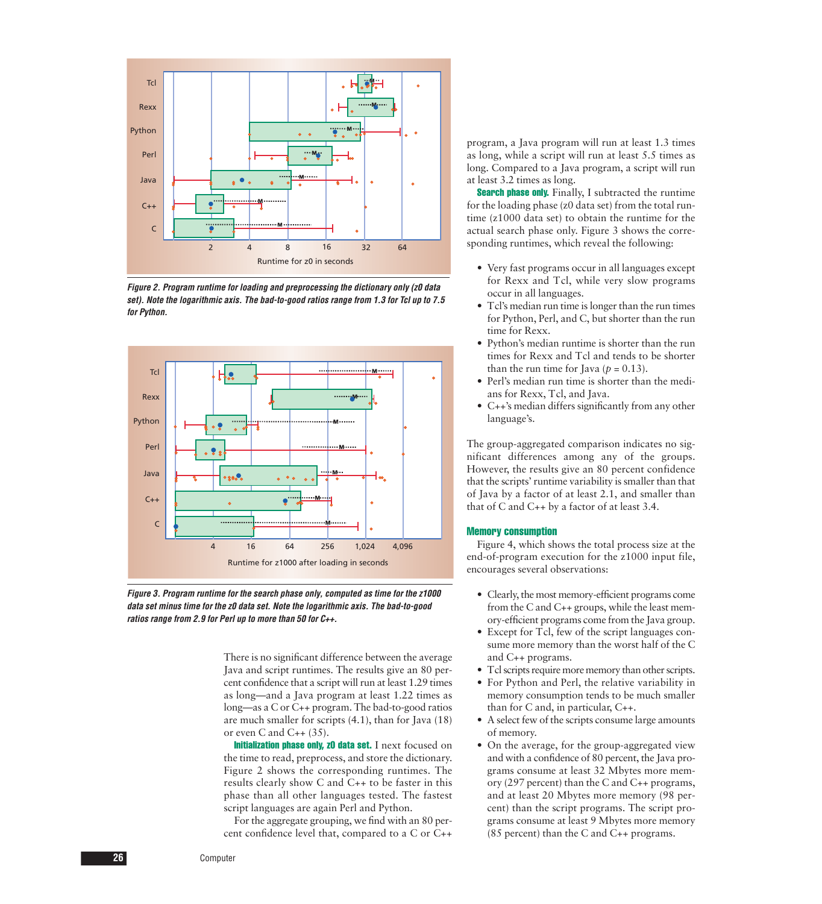Figure 2. Program runtime for loading and preprocessing the dictionary only (z0 data set). Note the logarithmic axis. The bad-to-good ratios range from 1.3 for Tcl up to 7.5 for Python.

Figure 3. Program runtime for the search phase only, computed as time for the z1000 data set minus time for the z0 data set. Note the logarithmic axis. The bad-to-good ratios range from 2.9 for Perl up to more than 50 for C++.

There is no significant difference between the average Java and script runtimes. The results give an 80 percent confidence that a script will run at least 1.29 times as long—and a Java program at least 1.22 times as long—as a C or C++ program. The bad-to-good ratios are much smaller for scripts (4.1), than for Java (18) or even C and C++ (35).

**Initialization phase only, z0 data set.** I next focused on the time to read, preprocess, and store the dictionary. Figure 2 shows the corresponding runtimes. The results clearly show C and C++ to be faster in this phase than all other languages tested. The fastest script languages are again Perl and Python.

For the aggregate grouping, we find with an 80 percent confidence level that, compared to a C or C++ program, a Java program will run at least 1.3 times as long, while a script will run at least 5.5 times as long. Compared to a Java program, a script will run at least 3.2 times as long.

**Search phase only.** Finally, I subtracted the runtime for the loading phase (z0 data set) from the total runtime (z1000 data set) to obtain the runtime for the actual search phase only. Figure 3 shows the corresponding runtimes, which reveal the following:

- Very fast programs occur in all languages except for Rexx and Tcl, while very slow programs occur in all languages.
- Tcl's median run time is longer than the run times for Python, Perl, and C, but shorter than the run time for Rexx.
- Python's median runtime is shorter than the run times for Rexx and Tcl and tends to be shorter than the run time for Java ($p = 0.13$).
- Perl's median run time is shorter than the medians for Rexx, Tcl, and Java.
- C++'s median differs significantly from any other language's.

The group-aggregated comparison indicates no significant differences among any of the groups. However, the results give an 80 percent confidence that the scripts' runtime variability is smaller than that of Java by a factor of at least 2.1, and smaller than that of C and C++ by a factor of at least 3.4.

## Memory consumption

Figure 4, which shows the total process size at the end-of-program execution for the z1000 input file, encourages several observations:

- Clearly, the most memory-efficient programs come from the C and C++ groups, while the least memory-efficient programs come from the Java group.
- Except for Tcl, few of the script languages consume more memory than the worst half of the C and C++ programs.
- Tcl scripts require more memory than other scripts.
- For Python and Perl, the relative variability in memory consumption tends to be much smaller than for C and, in particular, C++.
- A select few of the scripts consume large amounts of memory.
- On the average, for the group-aggregated view and with a confidence of 80 percent, the Java programs consume at least 32 Mbytes more memory (297 percent) than the C and C++ programs, and at least 20 Mbytes more memory (98 percent) than the script programs. The script programs consume at least 9 Mbytes more memory (85 percent) than the C and C++ programs.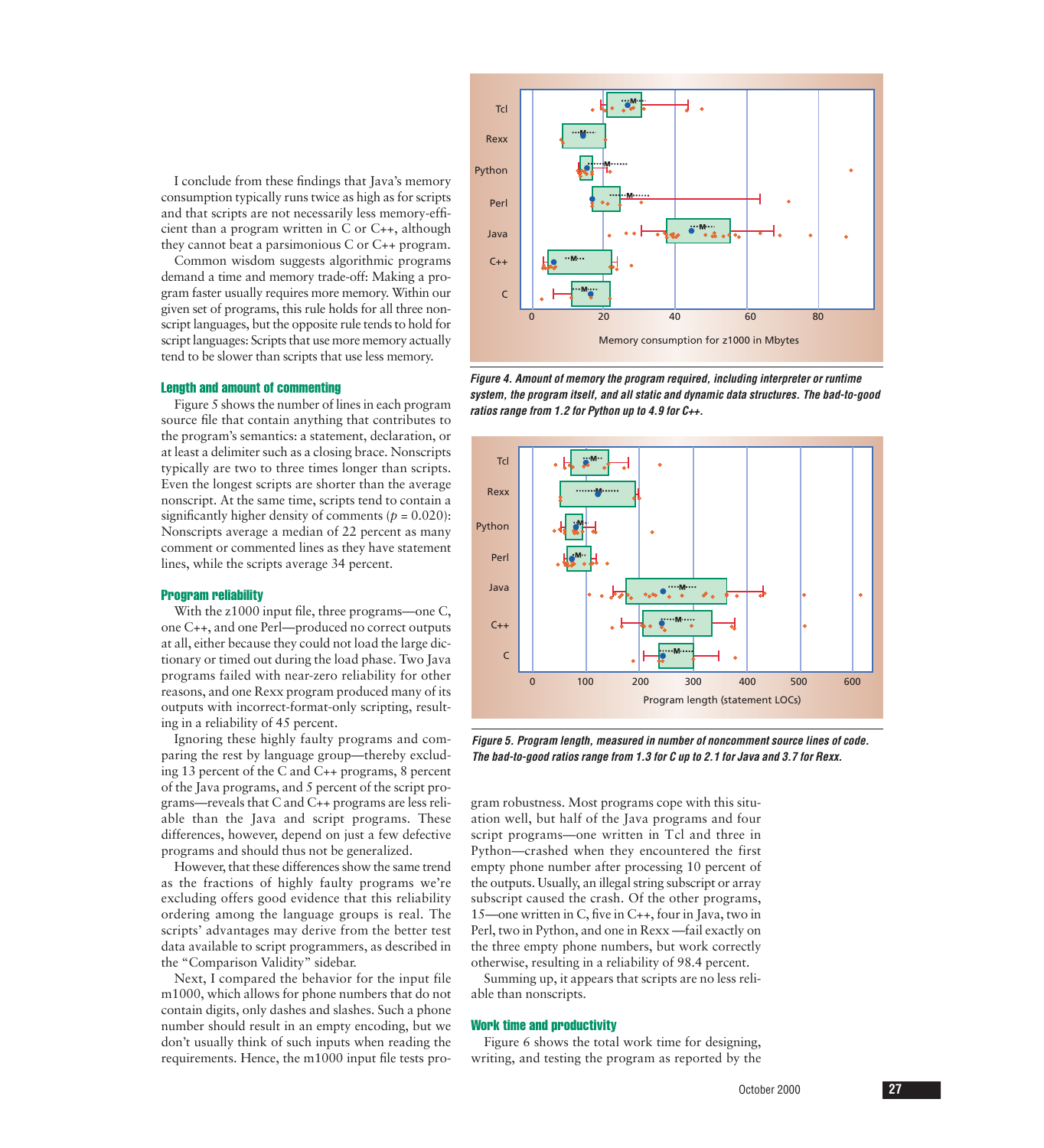I conclude from these findings that Java's memory consumption typically runs twice as high as for scripts and that scripts are not necessarily less memory-efficient than a program written in C or C++, although they cannot beat a parsimonious C or C++ program.

Common wisdom suggests algorithmic programs demand a time and memory trade-off: Making a program faster usually requires more memory. Within our given set of programs, this rule holds for all three nonscript languages, but the opposite rule tends to hold for script languages: Scripts that use more memory actually tend to be slower than scripts that use less memory.

### Length and amount of commenting

Figure 5 shows the number of lines in each program source file that contain anything that contributes to the program's semantics: a statement, declaration, or at least a delimiter such as a closing brace. Nonscripts typically are two to three times longer than scripts. Even the longest scripts are shorter than the average nonscript. At the same time, scripts tend to contain a significantly higher density of comments ($p = 0.020$): Nonscripts average a median of 22 percent as many comment or commented lines as they have statement lines, while the scripts average 34 percent.

### Program reliability

With the z1000 input file, three programs—one C, one C++, and one Perl—produced no correct outputs at all, either because they could not load the large dictionary or timed out during the load phase. Two Java programs failed with near-zero reliability for other reasons, and one Rexx program produced many of its outputs with incorrect-format-only scripting, resulting in a reliability of 45 percent.

Ignoring these highly faulty programs and comparing the rest by language group—thereby excluding 13 percent of the C and C++ programs, 8 percent of the Java programs, and 5 percent of the script programs—reveals that C and C++ programs are less reliable than the Java and script programs. These differences, however, depend on just a few defective programs and should thus not be generalized.

However, that these differences show the same trend as the fractions of highly faulty programs we're excluding offers good evidence that this reliability ordering among the language groups is real. The scripts' advantages may derive from the better test data available to script programmers, as described in the "Comparison Validity" sidebar.

Next, I compared the behavior for the input file m1000, which allows for phone numbers that do not contain digits, only dashes and slashes. Such a phone number should result in an empty encoding, but we don't usually think of such inputs when reading the requirements. Hence, the m1000 input file tests program robustness. Most programs cope with this situation well, but half of the Java programs and four script programs—one written in Tcl and three in Python—crashed when they encountered the first empty phone number after processing 10 percent of the outputs. Usually, an illegal string subscript or array subscript caused the crash. Of the other programs, 15—one written in C, five in C++, four in Java, two in Perl, two in Python, and one in Rexx —fail exactly on the three empty phone numbers, but work correctly otherwise, resulting in a reliability of 98.4 percent.

Summing up, it appears that scripts are no less reliable than nonscripts.

### Work time and productivity

Figure 6 shows the total work time for designing, writing, and testing the program as reported by the

*Figure 4. Amount of memory the program required, including interpreter or runtime system, the program itself, and all static and dynamic data structures. The bad-to-good ratios range from 1.2 for Python up to 4.9 for C++.*

*Figure 5. Program length, measured in number of noncomment source lines of code. The bad-to-good ratios range from 1.3 for C up to 2.1 for Java and 3.7 for Rexx.*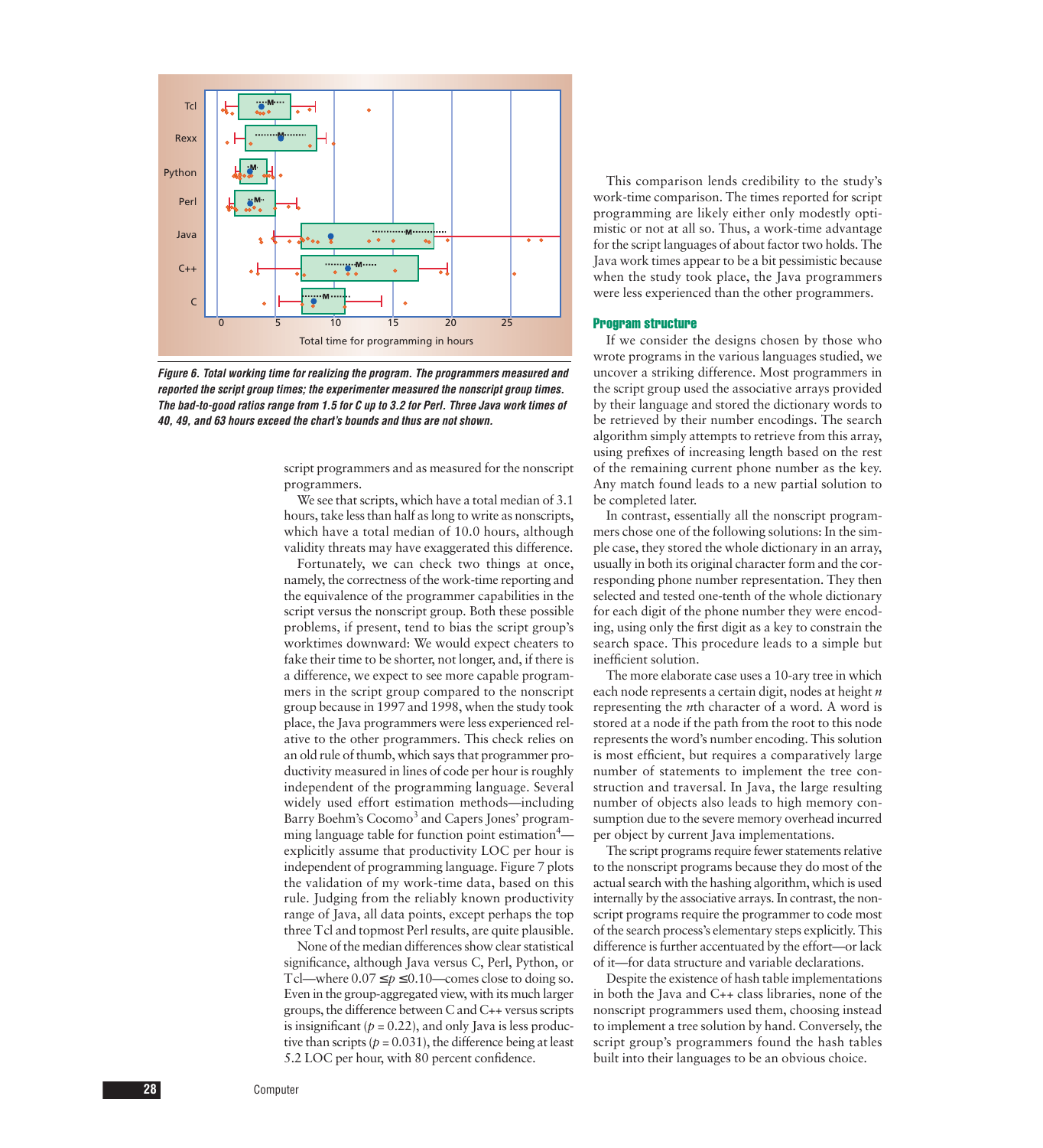*Figure 6. Total working time for realizing the program. The programmers measured and reported the script group times; the experimenter measured the nonscript group times. The bad-to-good ratios range from 1.5 for C up to 3.2 for Perl. Three Java work times of 40, 49, and 63 hours exceed the chart's bounds and thus are not shown.*

script programmers and as measured for the nonscript programmers.

We see that scripts, which have a total median of 3.1 hours, take less than half as long to write as nonscripts, which have a total median of 10.0 hours, although validity threats may have exaggerated this difference.

Fortunately, we can check two things at once, namely, the correctness of the work-time reporting and the equivalence of the programmer capabilities in the script versus the nonscript group. Both these possible problems, if present, tend to bias the script group's worktimes downward: We would expect cheaters to fake their time to be shorter, not longer, and, if there is a difference, we expect to see more capable programmers in the script group compared to the nonscript group because in 1997 and 1998, when the study took place, the Java programmers were less experienced relative to the other programmers. This check relies on an old rule of thumb, which says that programmer productivity measured in lines of code per hour is roughly independent of the programming language. Several widely used effort estimation methods—including Barry Boehm's Cocomo[3] and Capers Jones' programming language table for function point estimation[4]—explicitly assume that productivity LOC per hour is independent of programming language. Figure 7 plots the validation of my work-time data, based on this rule. Judging from the reliably known productivity range of Java, all data points, except perhaps the top three Tcl and topmost Perl results, are quite plausible.

None of the median differences show clear statistical significance, although Java versus C, Perl, Python, or Tcl—where $0.07 \leq p \leq 0.10$—comes close to doing so. Even in the group-aggregated view, with its much larger groups, the difference between C and C++ versus scripts is insignificant ($p = 0.22$), and only Java is less productive than scripts ($p = 0.031$), the difference being at least 5.2 LOC per hour, with 80 percent confidence.

This comparison lends credibility to the study's work-time comparison. The times reported for script programming are likely either only modestly optimistic or not at all so. Thus, a work-time advantage for the script languages of about factor two holds. The Java work times appear to be a bit pessimistic because when the study took place, the Java programmers were less experienced than the other programmers.

## Program structure

If we consider the designs chosen by those who wrote programs in the various languages studied, we uncover a striking difference. Most programmers in the script group used the associative arrays provided by their language and stored the dictionary words to be retrieved by their number encodings. The search algorithm simply attempts to retrieve from this array, using prefixes of increasing length based on the rest of the remaining current phone number as the key. Any match found leads to a new partial solution to be completed later.

In contrast, essentially all the nonscript programmers chose one of the following solutions: In the simple case, they stored the whole dictionary in an array, usually in both its original character form and the corresponding phone number representation. They then selected and tested one-tenth of the whole dictionary for each digit of the phone number they were encoding, using only the first digit as a key to constrain the search space. This procedure leads to a simple but inefficient solution.

The more elaborate case uses a 10-ary tree in which each node represents a certain digit, nodes at height $n$ representing the $n$th character of a word. A word is stored at a node if the path from the root to this node represents the word's number encoding. This solution is most efficient, but requires a comparatively large number of statements to implement the tree construction and traversal. In Java, the large resulting number of objects also leads to high memory consumption due to the severe memory overhead incurred per object by current Java implementations.

The script programs require fewer statements relative to the nonscript programs because they do most of the actual search with the hashing algorithm, which is used internally by the associative arrays. In contrast, the nonscript programs require the programmer to code most of the search process's elementary steps explicitly. This difference is further accentuated by the effort—or lack of it—for data structure and variable declarations.

Despite the existence of hash table implementations in both the Java and C++ class libraries, none of the nonscript programmers used them, choosing instead to implement a tree solution by hand. Conversely, the script group's programmers found the hash tables built into their languages to be an obvious choice.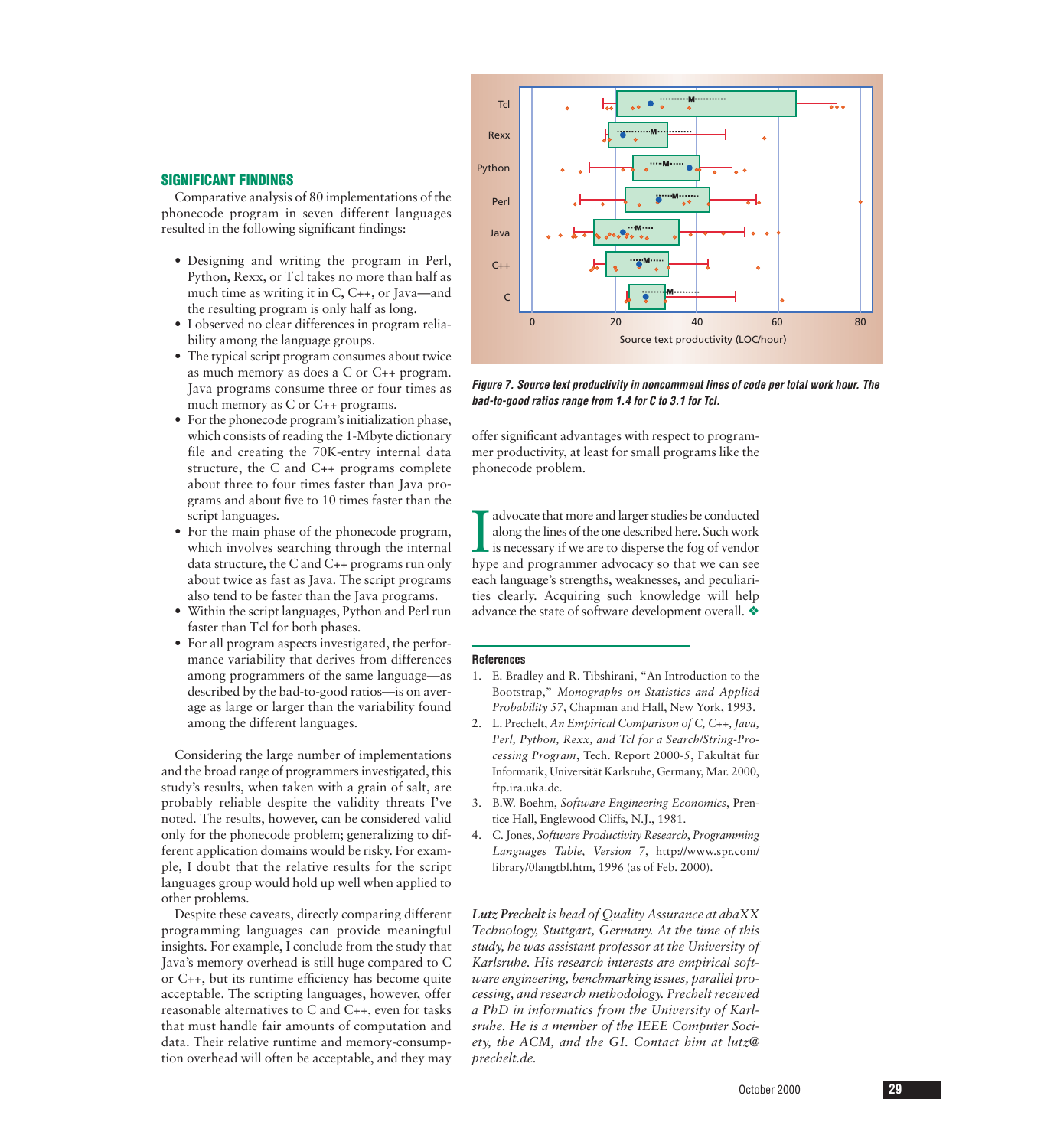## SIGNIFICANT FINDINGS

Comparative analysis of 80 implementations of the phonecode program in seven different languages resulted in the following significant findings:

- Designing and writing the program in Perl, Python, Rexx, or Tcl takes no more than half as much time as writing it in C, C++, or Java—and the resulting program is only half as long.
- I observed no clear differences in program reliability among the language groups.
- The typical script program consumes about twice as much memory as does a C or C++ program. Java programs consume three or four times as much memory as C or C++ programs.
- For the phonecode program's initialization phase, which consists of reading the 1-Mbyte dictionary file and creating the 70K-entry internal data structure, the C and C++ programs complete about three to four times faster than Java programs and about five to 10 times faster than the script languages.
- For the main phase of the phonecode program, which involves searching through the internal data structure, the C and C++ programs run only about twice as fast as Java. The script programs also tend to be faster than the Java programs.
- Within the script languages, Python and Perl run faster than Tcl for both phases.
- For all program aspects investigated, the performance variability that derives from differences among programmers of the same language—as described by the bad-to-good ratios—is on average as large or larger than the variability found among the different languages.

Considering the large number of implementations and the broad range of programmers investigated, this study's results, when taken with a grain of salt, are probably reliable despite the validity threats I've noted. The results, however, can be considered valid only for the phonecode problem; generalizing to different application domains would be risky. For example, I doubt that the relative results for the script languages group would hold up well when applied to other problems.

Despite these caveats, directly comparing different programming languages can provide meaningful insights. For example, I conclude from the study that Java's memory overhead is still huge compared to C or C++, but its runtime efficiency has become quite acceptable. The scripting languages, however, offer reasonable alternatives to C and C++, even for tasks that must handle fair amounts of computation and data. Their relative runtime and memory-consumption overhead will often be acceptable, and they may offer significant advantages with respect to programmer productivity, at least for small programs like the phonecode problem.

Tcl
Rexx
Python
Perl
Java
C++
C
0 20 40 60 80
Source text productivity (LOC/hour)

*Figure 7. Source text productivity in noncomment lines of code per total work hour. The bad-to-good ratios range from 1.4 for C to 3.1 for Tcl.*

I advocate that more and larger studies be conducted along the lines of the one described here. Such work is necessary if we are to disperse the fog of vendor hype and programmer advocacy so that we can see each language's strengths, weaknesses, and peculiarities clearly. Acquiring such knowledge will help advance the state of software development overall. ❖

### References

1. E. Bradley and R. Tibshirani, "An Introduction to the Bootstrap," *Monographs on Statistics and Applied Probability 57*, Chapman and Hall, New York, 1993.
2. L. Prechelt, *An Empirical Comparison of C, C++, Java, Perl, Python, Rexx, and Tcl for a Search/String-Processing Program*, Tech. Report 2000-5, Fakultät für Informatik, Universität Karlsruhe, Germany, Mar. 2000, ftp.ira.uka.de.
3. B.W. Boehm, *Software Engineering Economics*, Prentice Hall, Englewood Cliffs, N.J., 1981.
4. C. Jones, *Software Productivity Research, Programming Languages Table, Version 7*, http://www.spr.com/library/0langtbl.htm, 1996 (as of Feb. 2000).

***Lutz Prechelt** is head of Quality Assurance at abaXX Technology, Stuttgart, Germany. At the time of this study, he was assistant professor at the University of Karlsruhe. His research interests are empirical software engineering, benchmarking issues, parallel processing, and research methodology. Prechelt received a PhD in informatics from the University of Karlsruhe. He is a member of the IEEE Computer Society, the ACM, and the GI. Contact him at lutz@prechelt.de.*